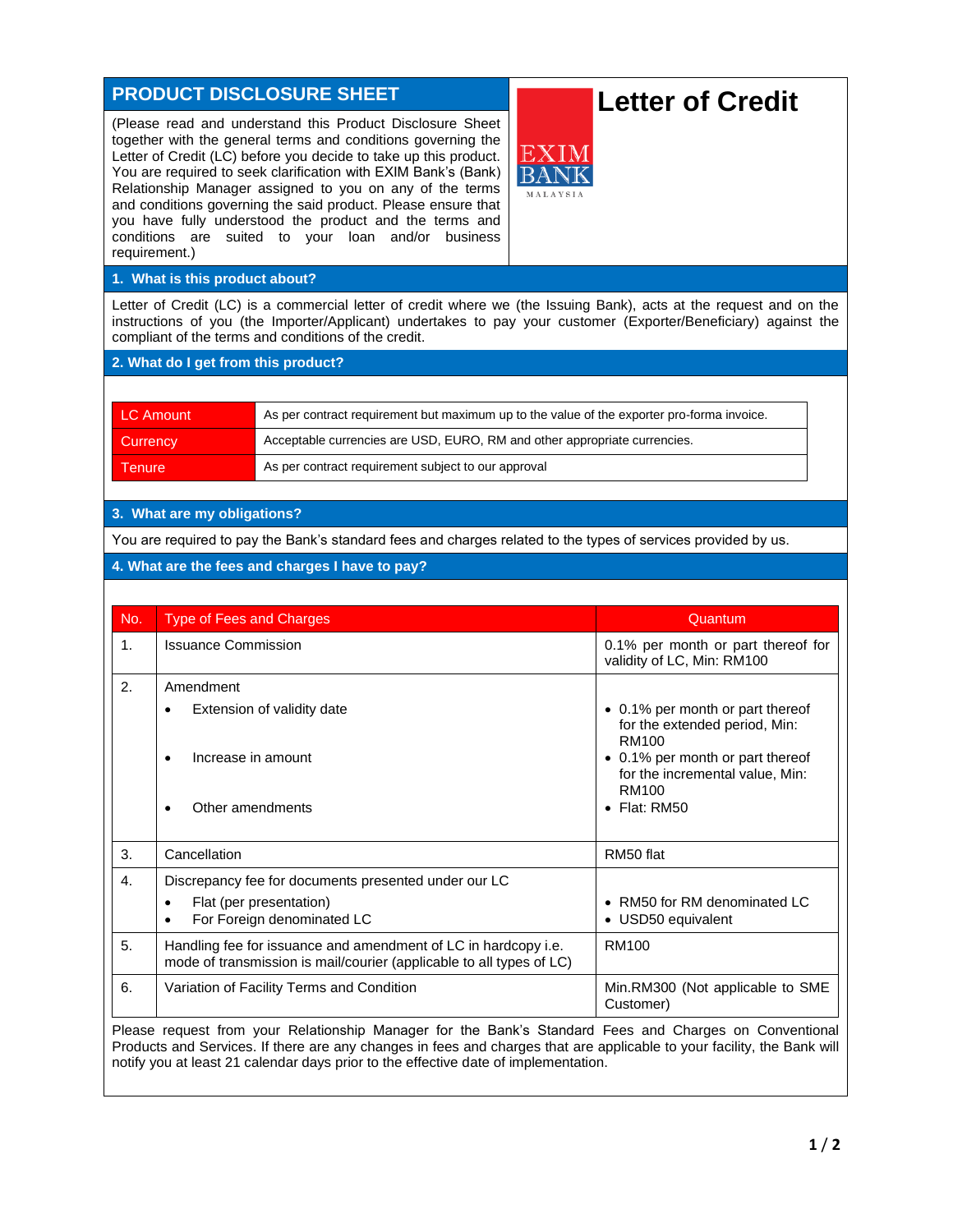# PRODUCT DISCLOSURE SHEET

# Letter of Credit

(Please read and understand this Product Disclosure Sheet together with the general terms and conditions governing the Letter of Credit (LC) before you decide to take up this product. You are required to seek clarification with EXIM Bank's (Bank) Relationship Manager assigned to you on any of the terms and conditions governing the said product. Please ensure that you have fully understood the product and the terms and conditions are suited to your loan and/or business requirement.)

## 1. What is this product about?

Letter of Credit (LC) is a commercial letter of credit where we (the Issuing Bank), acts at the request and on the instructions of you (the Importer/Applicant) undertakes to pay your customer (Exporter/Beneficiary) against the compliant of the terms and conditions of the credit.

## 2. What do I get from this product?

| | |
|---|---|
| LC Amount | As per contract requirement but maximum up to the value of the exporter pro-forma invoice. |
| Currency | Acceptable currencies are USD, EURO, RM and other appropriate currencies. |
| Tenure | As per contract requirement subject to our approval |

## 3. What are my obligations?

You are required to pay the Bank's standard fees and charges related to the types of services provided by us.

## 4. What are the fees and charges I have to pay?

| No. | Type of Fees and Charges | Quantum |
|---|---|---|
| 1. | Issuance Commission | 0.1% per month or part thereof for validity of LC, Min: RM100 |
| 2. | Amendment<br>• Extension of validity date<br>• Increase in amount<br>• Other amendments | <br>• 0.1% per month or part thereof for the extended period, Min: RM100<br>• 0.1% per month or part thereof for the incremental value, Min: RM100<br>• Flat: RM50 |
| 3. | Cancellation | RM50 flat |
| 4. | Discrepancy fee for documents presented under our LC<br>• Flat (per presentation)<br>• For Foreign denominated LC | <br>• RM50 for RM denominated LC<br>• USD50 equivalent |
| 5. | Handling fee for issuance and amendment of LC in hardcopy i.e. mode of transmission is mail/courier (applicable to all types of LC) | RM100 |
| 6. | Variation of Facility Terms and Condition | Min.RM300 (Not applicable to SME Customer) |

Please request from your Relationship Manager for the Bank's Standard Fees and Charges on Conventional Products and Services. If there are any changes in fees and charges that are applicable to your facility, the Bank will notify you at least 21 calendar days prior to the effective date of implementation.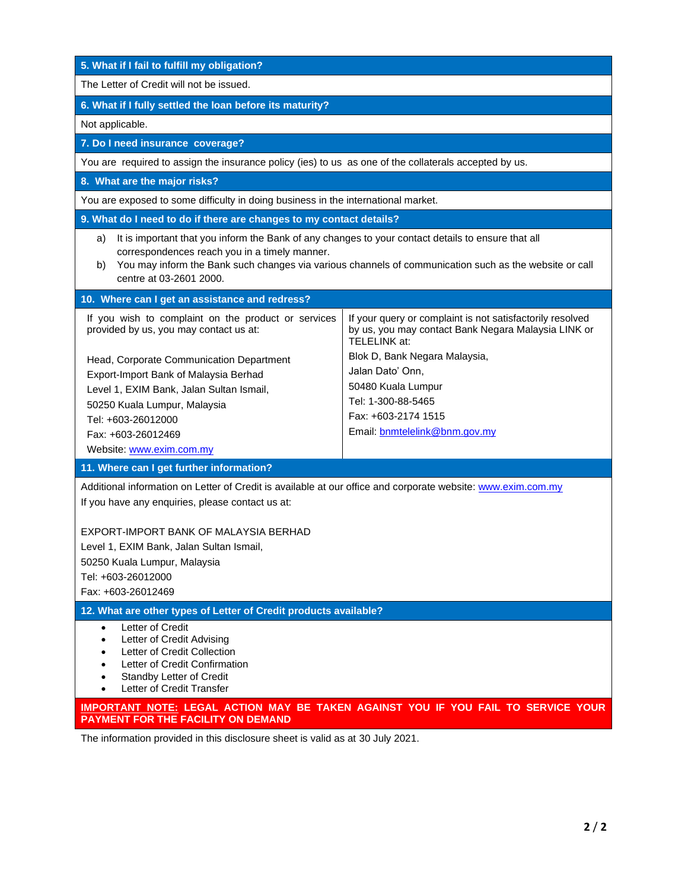### 5. What if I fail to fulfill my obligation?

The Letter of Credit will not be issued.

### 6. What if I fully settled the loan before its maturity?

Not applicable.

### 7. Do I need insurance coverage?

You are required to assign the insurance policy (ies) to us as one of the collaterals accepted by us.

### 8. What are the major risks?

You are exposed to some difficulty in doing business in the international market.

### 9. What do I need to do if there are changes to my contact details?

a) It is important that you inform the Bank of any changes to your contact details to ensure that all correspondences reach you in a timely manner.

b) You may inform the Bank such changes via various channels of communication such as the website or call centre at 03-2601 2000.

### 10. Where can I get an assistance and redress?

| | |
|---|---|
| If you wish to complaint on the product or services provided by us, you may contact us at:<br><br>Head, Corporate Communication Department<br>Export-Import Bank of Malaysia Berhad<br>Level 1, EXIM Bank, Jalan Sultan Ismail,<br>50250 Kuala Lumpur, Malaysia<br>Tel: +603-26012000<br>Fax: +603-26012469<br>Website: www.exim.com.my | If your query or complaint is not satisfactorily resolved by us, you may contact Bank Negara Malaysia LINK or TELELINK at:<br><br>Blok D, Bank Negara Malaysia,<br>Jalan Dato' Onn,<br>50480 Kuala Lumpur<br>Tel: 1-300-88-5465<br>Fax: +603-2174 1515<br>Email: bnmtelelink@bnm.gov.my |

### 11. Where can I get further information?

Additional information on Letter of Credit is available at our office and corporate website: www.exim.com.my

If you have any enquiries, please contact us at:

EXPORT-IMPORT BANK OF MALAYSIA BERHAD
Level 1, EXIM Bank, Jalan Sultan Ismail,
50250 Kuala Lumpur, Malaysia
Tel: +603-26012000
Fax: +603-26012469

### 12. What are other types of Letter of Credit products available?

- Letter of Credit
- Letter of Credit Advising
- Letter of Credit Collection
- Letter of Credit Confirmation
- Standby Letter of Credit
- Letter of Credit Transfer

**IMPORTANT NOTE: LEGAL ACTION MAY BE TAKEN AGAINST YOU IF YOU FAIL TO SERVICE YOUR PAYMENT FOR THE FACILITY ON DEMAND**

The information provided in this disclosure sheet is valid as at 30 July 2021.